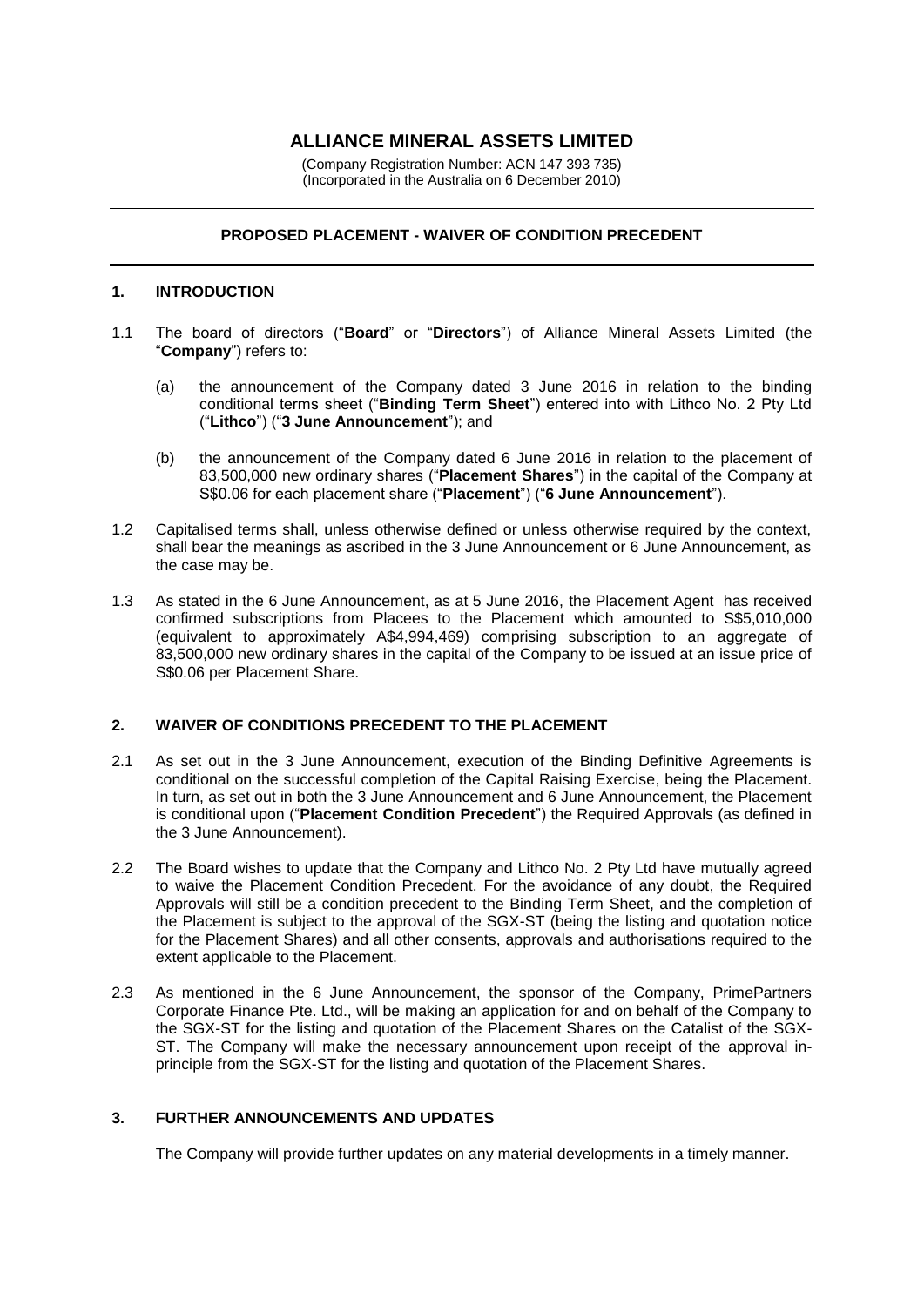# ALLIANCE MINERAL ASSETS LIMITED

(Company Registration Number: ACN 147 393 735)
(Incorporated in the Australia on 6 December 2010)

## PROPOSED PLACEMENT - WAIVER OF CONDITION PRECEDENT

### 1. INTRODUCTION

1.1 The board of directors ("**Board**" or "**Directors**") of Alliance Mineral Assets Limited (the "**Company**") refers to:

(a) the announcement of the Company dated 3 June 2016 in relation to the binding conditional terms sheet ("**Binding Term Sheet**") entered into with Lithco No. 2 Pty Ltd ("**Lithco**") ("**3 June Announcement**"); and

(b) the announcement of the Company dated 6 June 2016 in relation to the placement of 83,500,000 new ordinary shares ("**Placement Shares**") in the capital of the Company at S$0.06 for each placement share ("**Placement**") ("**6 June Announcement**").

1.2 Capitalised terms shall, unless otherwise defined or unless otherwise required by the context, shall bear the meanings as ascribed in the 3 June Announcement or 6 June Announcement, as the case may be.

1.3 As stated in the 6 June Announcement, as at 5 June 2016, the Placement Agent has received confirmed subscriptions from Placees to the Placement which amounted to S$5,010,000 (equivalent to approximately A$4,994,469) comprising subscription to an aggregate of 83,500,000 new ordinary shares in the capital of the Company to be issued at an issue price of S$0.06 per Placement Share.

### 2. WAIVER OF CONDITIONS PRECEDENT TO THE PLACEMENT

2.1 As set out in the 3 June Announcement, execution of the Binding Definitive Agreements is conditional on the successful completion of the Capital Raising Exercise, being the Placement. In turn, as set out in both the 3 June Announcement and 6 June Announcement, the Placement is conditional upon ("**Placement Condition Precedent**") the Required Approvals (as defined in the 3 June Announcement).

2.2 The Board wishes to update that the Company and Lithco No. 2 Pty Ltd have mutually agreed to waive the Placement Condition Precedent. For the avoidance of any doubt, the Required Approvals will still be a condition precedent to the Binding Term Sheet, and the completion of the Placement is subject to the approval of the SGX-ST (being the listing and quotation notice for the Placement Shares) and all other consents, approvals and authorisations required to the extent applicable to the Placement.

2.3 As mentioned in the 6 June Announcement, the sponsor of the Company, PrimePartners Corporate Finance Pte. Ltd., will be making an application for and on behalf of the Company to the SGX-ST for the listing and quotation of the Placement Shares on the Catalist of the SGX-ST. The Company will make the necessary announcement upon receipt of the approval in-principle from the SGX-ST for the listing and quotation of the Placement Shares.

### 3. FURTHER ANNOUNCEMENTS AND UPDATES

The Company will provide further updates on any material developments in a timely manner.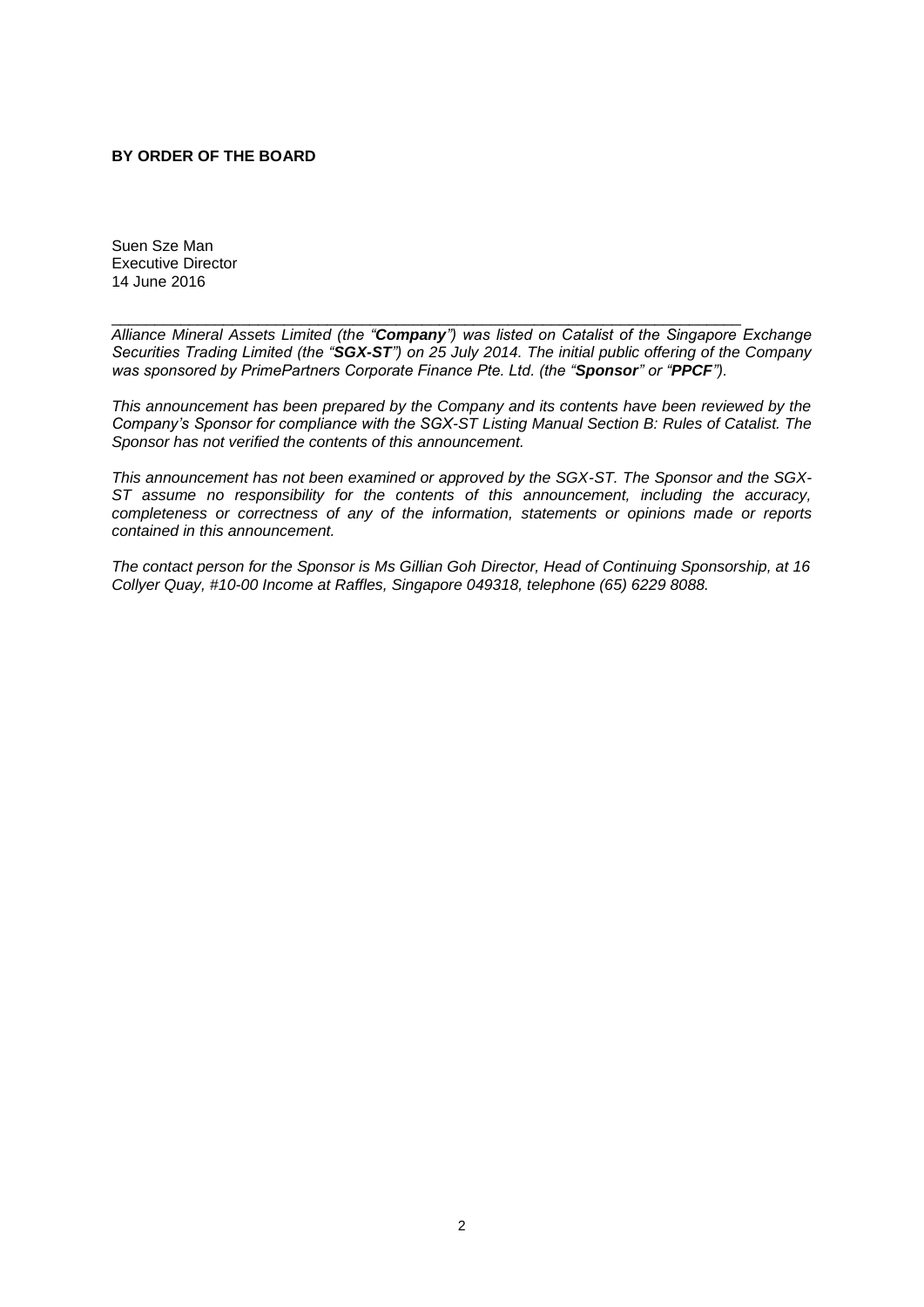**BY ORDER OF THE BOARD**

Suen Sze Man
Executive Director
14 June 2016

---

*Alliance Mineral Assets Limited (the "**Company**") was listed on Catalist of the Singapore Exchange Securities Trading Limited (the "**SGX-ST**") on 25 July 2014. The initial public offering of the Company was sponsored by PrimePartners Corporate Finance Pte. Ltd. (the "**Sponsor**" or "**PPCF**").*

*This announcement has been prepared by the Company and its contents have been reviewed by the Company's Sponsor for compliance with the SGX-ST Listing Manual Section B: Rules of Catalist. The Sponsor has not verified the contents of this announcement.*

*This announcement has not been examined or approved by the SGX-ST. The Sponsor and the SGX-ST assume no responsibility for the contents of this announcement, including the accuracy, completeness or correctness of any of the information, statements or opinions made or reports contained in this announcement.*

*The contact person for the Sponsor is Ms Gillian Goh Director, Head of Continuing Sponsorship, at 16 Collyer Quay, #10-00 Income at Raffles, Singapore 049318, telephone (65) 6229 8088.*